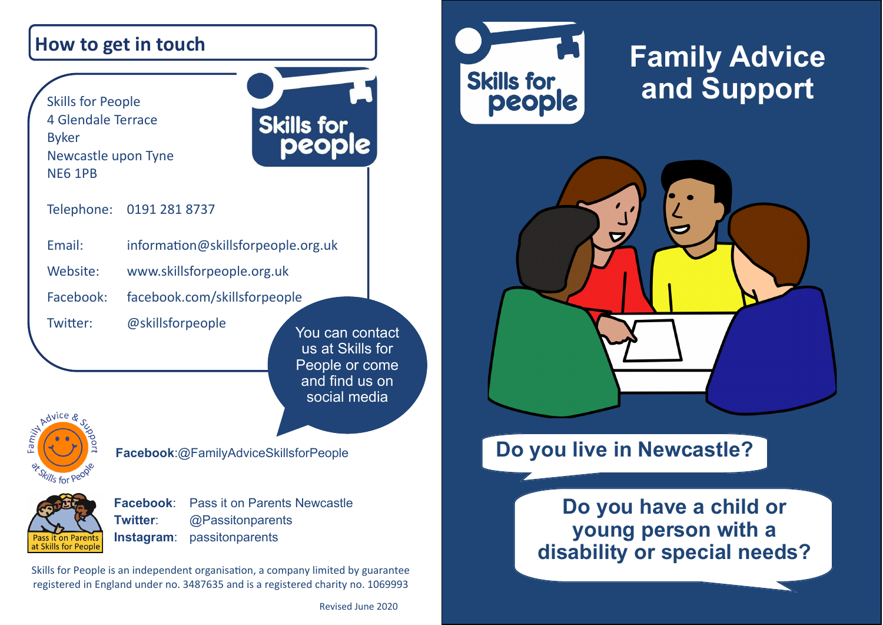## How to get in touch

Skills for People
4 Glendale Terrace
Byker
Newcastle upon Tyne
NE6 1PB

Skills for people

| | |
|---|---|
| Telephone: | 0191 281 8737 |
| Email: | information@skillsforpeople.org.uk |
| Website: | www.skillsforpeople.org.uk |
| Facebook: | facebook.com/skillsforpeople |
| Twitter: | @skillsforpeople |

You can contact us at Skills for People or come and find us on social media

Family Advice & Support at Skills for People

**Facebook**:@FamilyAdviceSkillsforPeople

Pass it on Parents at Skills for People

**Facebook**: Pass it on Parents Newcastle
**Twitter**: @Passitonparents
**Instagram**: passitonparents

Skills for People is an independent organisation, a company limited by guarantee registered in England under no. 3487635 and is a registered charity no. 1069993

Revised June 2020

Skills for people

# Family Advice and Support

Do you live in Newcastle?

Do you have a child or young person with a disability or special needs?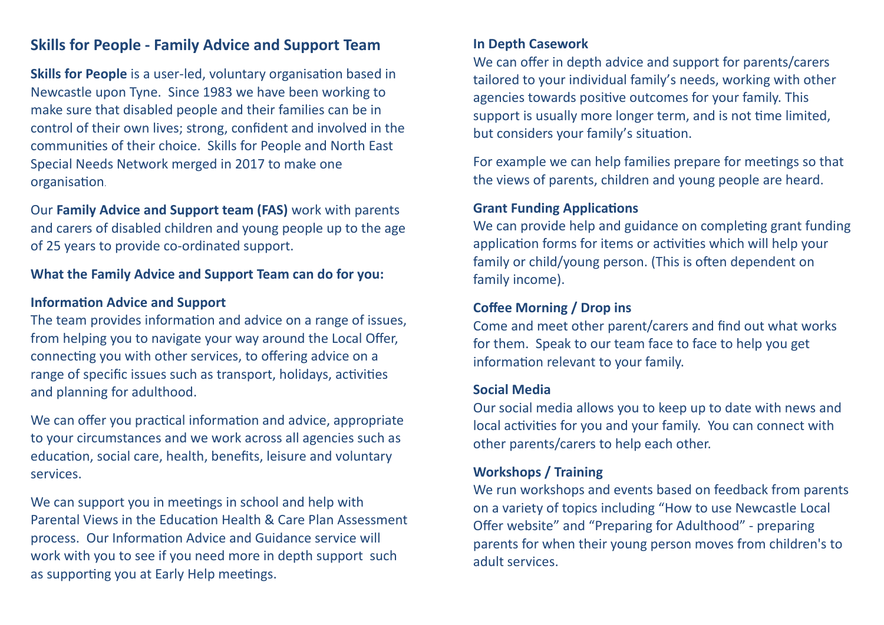## Skills for People - Family Advice and Support Team

**Skills for People** is a user-led, voluntary organisation based in Newcastle upon Tyne. Since 1983 we have been working to make sure that disabled people and their families can be in control of their own lives; strong, confident and involved in the communities of their choice. Skills for People and North East Special Needs Network merged in 2017 to make one organisation.

Our **Family Advice and Support team (FAS)** work with parents and carers of disabled children and young people up to the age of 25 years to provide co-ordinated support.

**What the Family Advice and Support Team can do for you:**

**Information Advice and Support**

The team provides information and advice on a range of issues, from helping you to navigate your way around the Local Offer, connecting you with other services, to offering advice on a range of specific issues such as transport, holidays, activities and planning for adulthood.

We can offer you practical information and advice, appropriate to your circumstances and we work across all agencies such as education, social care, health, benefits, leisure and voluntary services.

We can support you in meetings in school and help with Parental Views in the Education Health & Care Plan Assessment process. Our Information Advice and Guidance service will work with you to see if you need more in depth support such as supporting you at Early Help meetings.

**In Depth Casework**

We can offer in depth advice and support for parents/carers tailored to your individual family's needs, working with other agencies towards positive outcomes for your family. This support is usually more longer term, and is not time limited, but considers your family's situation.

For example we can help families prepare for meetings so that the views of parents, children and young people are heard.

**Grant Funding Applications**

We can provide help and guidance on completing grant funding application forms for items or activities which will help your family or child/young person. (This is often dependent on family income).

**Coffee Morning / Drop ins**

Come and meet other parent/carers and find out what works for them. Speak to our team face to face to help you get information relevant to your family.

**Social Media**

Our social media allows you to keep up to date with news and local activities for you and your family. You can connect with other parents/carers to help each other.

**Workshops / Training**

We run workshops and events based on feedback from parents on a variety of topics including "How to use Newcastle Local Offer website" and "Preparing for Adulthood" - preparing parents for when their young person moves from children's to adult services.